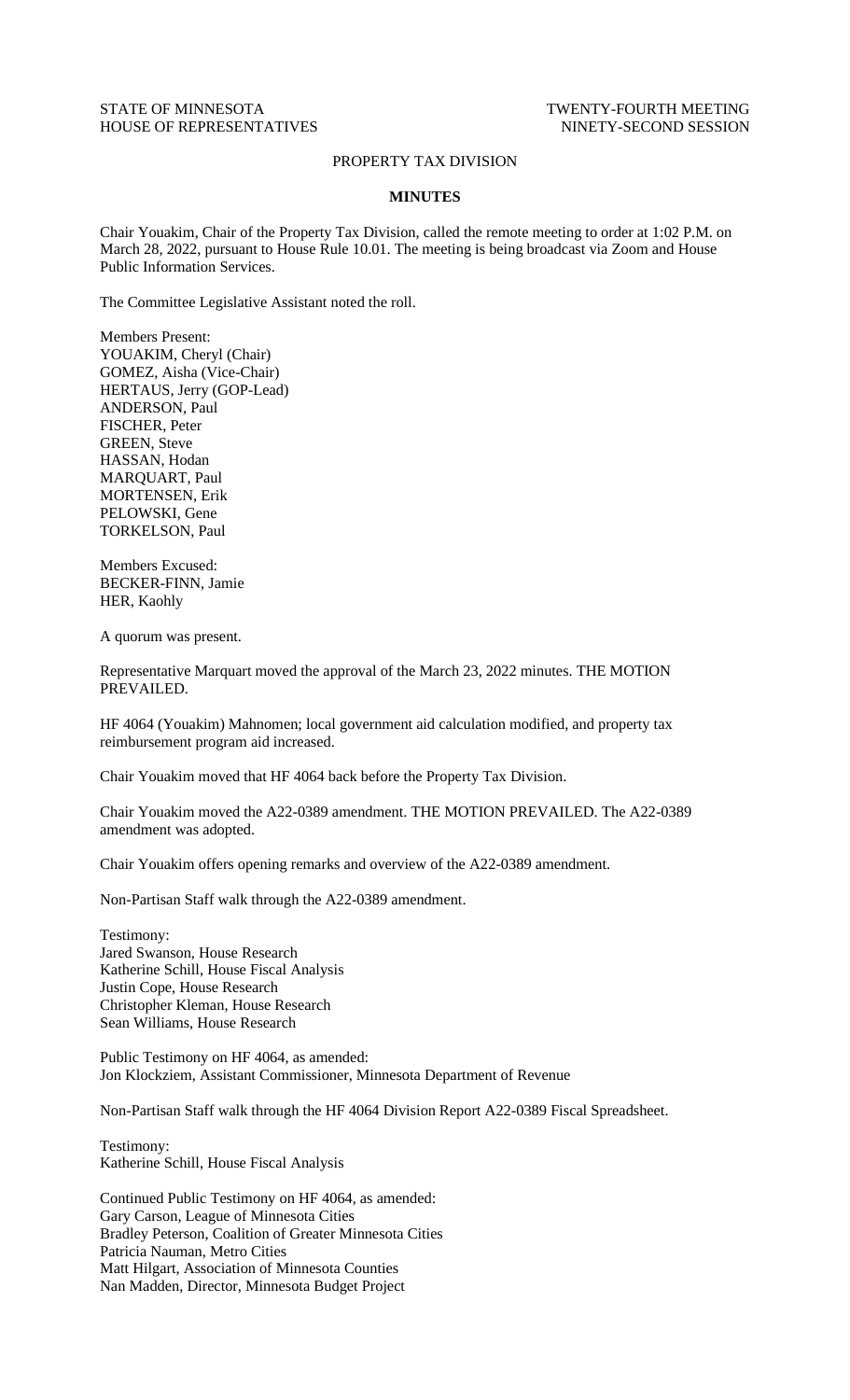STATE OF MINNESOTA  
HOUSE OF REPRESENTATIVES

TWENTY-FOURTH MEETING  
NINETY-SECOND SESSION

PROPERTY TAX DIVISION

**MINUTES**

Chair Youakim, Chair of the Property Tax Division, called the remote meeting to order at 1:02 P.M. on March 28, 2022, pursuant to House Rule 10.01. The meeting is being broadcast via Zoom and House Public Information Services.

The Committee Legislative Assistant noted the roll.

Members Present:  
YOUAKIM, Cheryl (Chair)  
GOMEZ, Aisha (Vice-Chair)  
HERTAUS, Jerry (GOP-Lead)  
ANDERSON, Paul  
FISCHER, Peter  
GREEN, Steve  
HASSAN, Hodan  
MARQUART, Paul  
MORTENSEN, Erik  
PELOWSKI, Gene  
TORKELSON, Paul

Members Excused:  
BECKER-FINN, Jamie  
HER, Kaohly

A quorum was present.

Representative Marquart moved the approval of the March 23, 2022 minutes. THE MOTION PREVAILED.

HF 4064 (Youakim) Mahnomen; local government aid calculation modified, and property tax reimbursement program aid increased.

Chair Youakim moved that HF 4064 back before the Property Tax Division.

Chair Youakim moved the A22-0389 amendment. THE MOTION PREVAILED. The A22-0389 amendment was adopted.

Chair Youakim offers opening remarks and overview of the A22-0389 amendment.

Non-Partisan Staff walk through the A22-0389 amendment.

Testimony:  
Jared Swanson, House Research  
Katherine Schill, House Fiscal Analysis  
Justin Cope, House Research  
Christopher Kleman, House Research  
Sean Williams, House Research

Public Testimony on HF 4064, as amended:  
Jon Klockziem, Assistant Commissioner, Minnesota Department of Revenue

Non-Partisan Staff walk through the HF 4064 Division Report A22-0389 Fiscal Spreadsheet.

Testimony:  
Katherine Schill, House Fiscal Analysis

Continued Public Testimony on HF 4064, as amended:  
Gary Carson, League of Minnesota Cities  
Bradley Peterson, Coalition of Greater Minnesota Cities  
Patricia Nauman, Metro Cities  
Matt Hilgart, Association of Minnesota Counties  
Nan Madden, Director, Minnesota Budget Project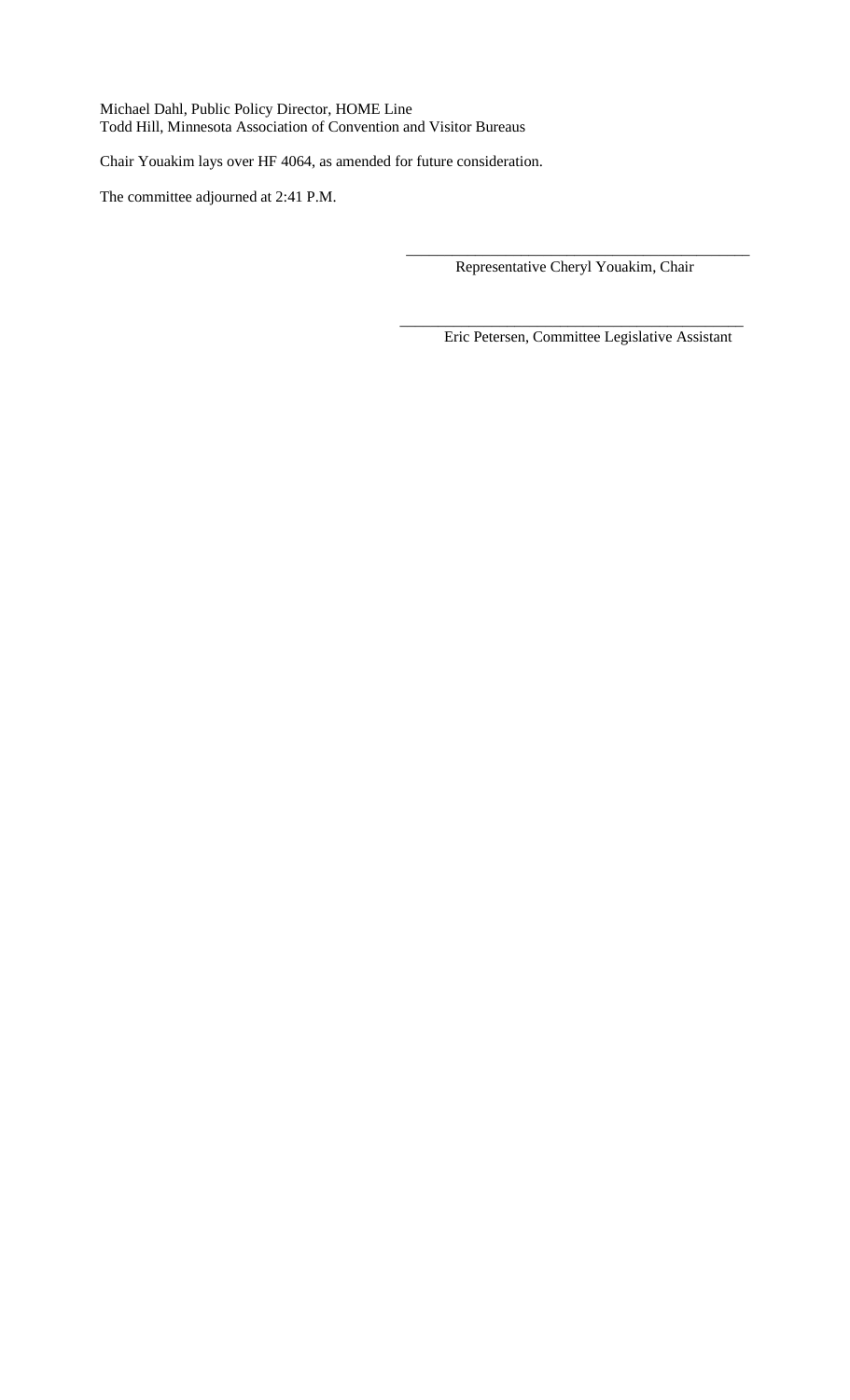Michael Dahl, Public Policy Director, HOME Line
Todd Hill, Minnesota Association of Convention and Visitor Bureaus

Chair Youakim lays over HF 4064, as amended for future consideration.

The committee adjourned at 2:41 P.M.

\_\_\_\_\_\_\_\_\_\_\_\_\_\_\_\_\_\_\_\_\_\_\_\_\_\_\_\_\_\_\_\_\_\_\_\_\_\_\_\_\_\_\_\_

Representative Cheryl Youakim, Chair

\_\_\_\_\_\_\_\_\_\_\_\_\_\_\_\_\_\_\_\_\_\_\_\_\_\_\_\_\_\_\_\_\_\_\_\_\_\_\_\_\_\_\_\_

Eric Petersen, Committee Legislative Assistant